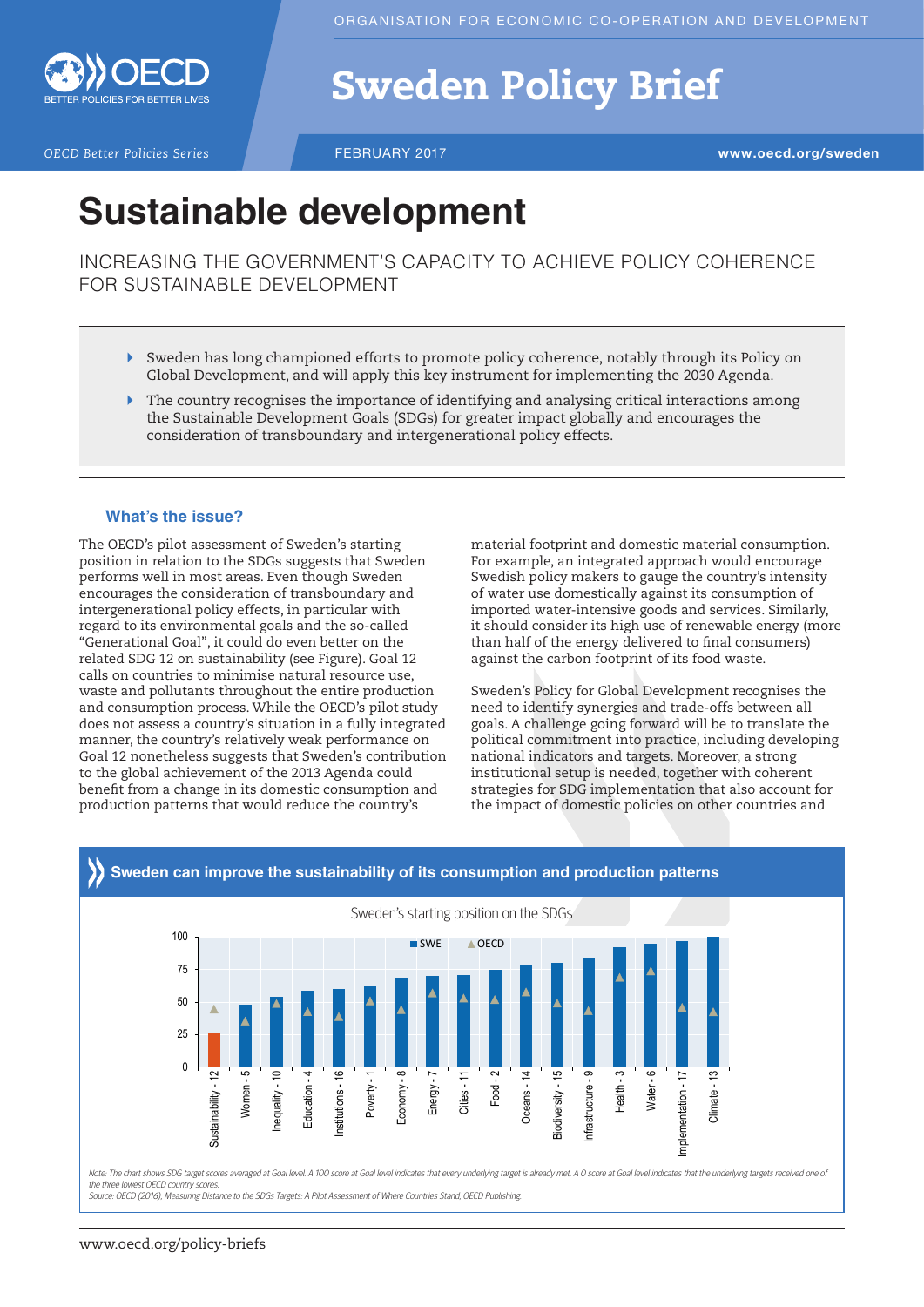ORGANISATION FOR ECONOMIC CO-OPERATION AND DEVELOPMENT

# Sweden Policy Brief

*OECD Better Policies Series*

FEBRUARY 2017

www.oecd.org/sweden

# Sustainable development

## INCREASING THE GOVERNMENT'S CAPACITY TO ACHIEVE POLICY COHERENCE FOR SUSTAINABLE DEVELOPMENT

- Sweden has long championed efforts to promote policy coherence, notably through its Policy on Global Development, and will apply this key instrument for implementing the 2030 Agenda.
- The country recognises the importance of identifying and analysing critical interactions among the Sustainable Development Goals (SDGs) for greater impact globally and encourages the consideration of transboundary and intergenerational policy effects.

### What's the issue?

The OECD's pilot assessment of Sweden's starting position in relation to the SDGs suggests that Sweden performs well in most areas. Even though Sweden encourages the consideration of transboundary and intergenerational policy effects, in particular with regard to its environmental goals and the so-called "Generational Goal", it could do even better on the related SDG 12 on sustainability (see Figure). Goal 12 calls on countries to minimise natural resource use, waste and pollutants throughout the entire production and consumption process. While the OECD's pilot study does not assess a country's situation in a fully integrated manner, the country's relatively weak performance on Goal 12 nonetheless suggests that Sweden's contribution to the global achievement of the 2013 Agenda could benefit from a change in its domestic consumption and production patterns that would reduce the country's material footprint and domestic material consumption. For example, an integrated approach would encourage Swedish policy makers to gauge the country's intensity of water use domestically against its consumption of imported water-intensive goods and services. Similarly, it should consider its high use of renewable energy (more than half of the energy delivered to final consumers) against the carbon footprint of its food waste.

Sweden's Policy for Global Development recognises the need to identify synergies and trade-offs between all goals. A challenge going forward will be to translate the political commitment into practice, including developing national indicators and targets. Moreover, a strong institutional setup is needed, together with coherent strategies for SDG implementation that also account for the impact of domestic policies on other countries and

**Sweden can improve the sustainability of its consumption and production patterns**

Sweden's starting position on the SDGs

*Note: The chart shows SDG target scores averaged at Goal level. A 100 score at Goal level indicates that every underlying target is already met. A 0 score at Goal level indicates that the underlying targets received one of the three lowest OECD country scores.*

*Source: OECD (2016), Measuring Distance to the SDGs Targets: A Pilot Assessment of Where Countries Stand, OECD Publishing.*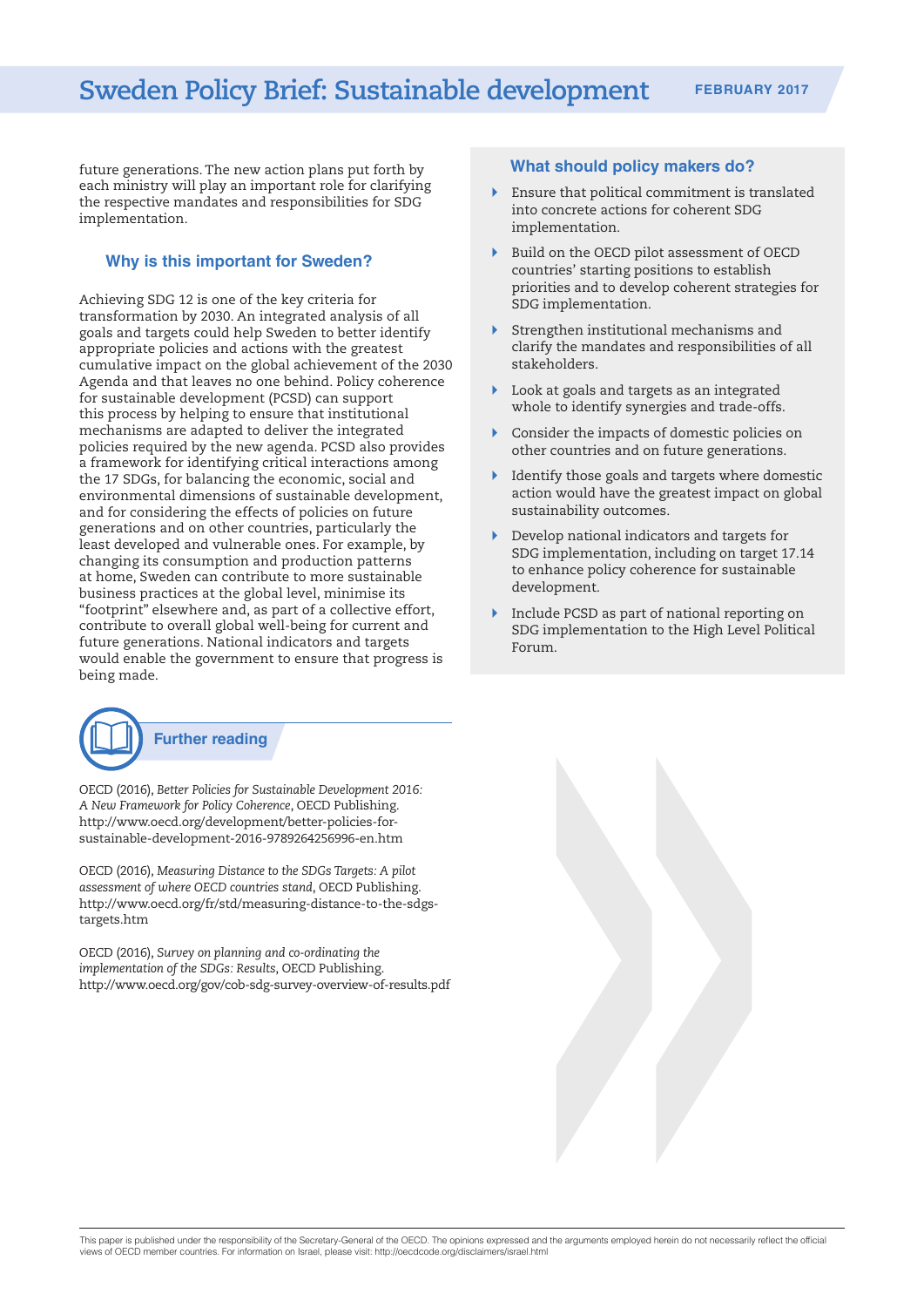future generations. The new action plans put forth by each ministry will play an important role for clarifying the respective mandates and responsibilities for SDG implementation.

## Why is this important for Sweden?

Achieving SDG 12 is one of the key criteria for transformation by 2030. An integrated analysis of all goals and targets could help Sweden to better identify appropriate policies and actions with the greatest cumulative impact on the global achievement of the 2030 Agenda and that leaves no one behind. Policy coherence for sustainable development (PCSD) can support this process by helping to ensure that institutional mechanisms are adapted to deliver the integrated policies required by the new agenda. PCSD also provides a framework for identifying critical interactions among the 17 SDGs, for balancing the economic, social and environmental dimensions of sustainable development, and for considering the effects of policies on future generations and on other countries, particularly the least developed and vulnerable ones. For example, by changing its consumption and production patterns at home, Sweden can contribute to more sustainable business practices at the global level, minimise its "footprint" elsewhere and, as part of a collective effort, contribute to overall global well-being for current and future generations. National indicators and targets would enable the government to ensure that progress is being made.

## What should policy makers do?

- Ensure that political commitment is translated into concrete actions for coherent SDG implementation.
- Build on the OECD pilot assessment of OECD countries' starting positions to establish priorities and to develop coherent strategies for SDG implementation.
- Strengthen institutional mechanisms and clarify the mandates and responsibilities of all stakeholders.
- Look at goals and targets as an integrated whole to identify synergies and trade-offs.
- Consider the impacts of domestic policies on other countries and on future generations.
- Identify those goals and targets where domestic action would have the greatest impact on global sustainability outcomes.
- Develop national indicators and targets for SDG implementation, including on target 17.14 to enhance policy coherence for sustainable development.
- Include PCSD as part of national reporting on SDG implementation to the High Level Political Forum.

## Further reading

OECD (2016), *Better Policies for Sustainable Development 2016: A New Framework for Policy Coherence*, OECD Publishing. http://www.oecd.org/development/better-policies-for-sustainable-development-2016-9789264256996-en.htm

OECD (2016), *Measuring Distance to the SDGs Targets: A pilot assessment of where OECD countries stand*, OECD Publishing. http://www.oecd.org/fr/std/measuring-distance-to-the-sdgs-targets.htm

OECD (2016), *Survey on planning and co-ordinating the implementation of the SDGs: Results*, OECD Publishing. http://www.oecd.org/gov/cob-sdg-survey-overview-of-results.pdf

This paper is published under the responsibility of the Secretary-General of the OECD. The opinions expressed and the arguments employed herein do not necessarily reflect the official views of OECD member countries. For information on Israel, please visit: http://oecdcode.org/disclaimers/israel.html